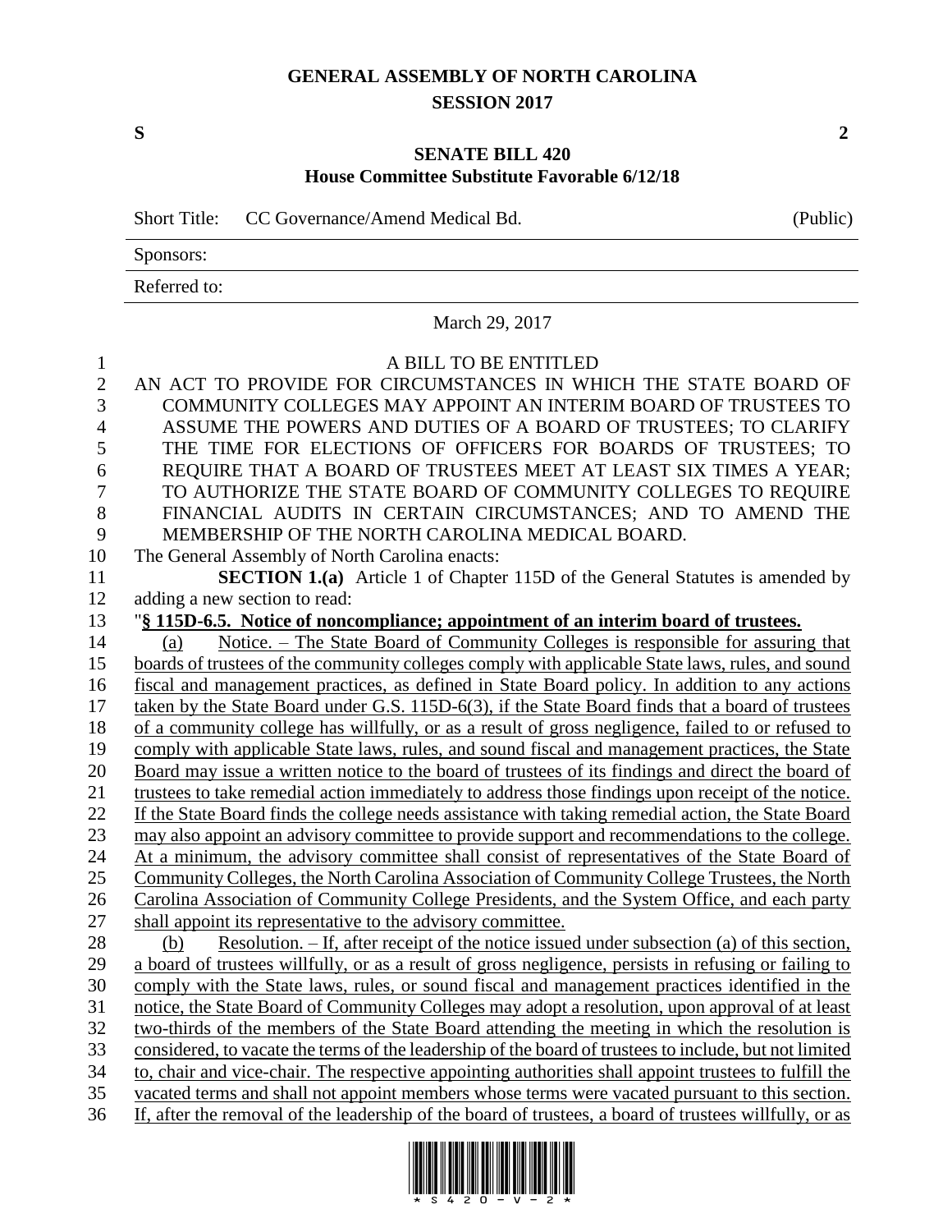# GENERAL ASSEMBLY OF NORTH CAROLINA
## SESSION 2017

**S** **2**

## SENATE BILL 420
### House Committee Substitute Favorable 6/12/18

Short Title: CC Governance/Amend Medical Bd. (Public)

Sponsors:

Referred to:

March 29, 2017

A BILL TO BE ENTITLED

AN ACT TO PROVIDE FOR CIRCUMSTANCES IN WHICH THE STATE BOARD OF COMMUNITY COLLEGES MAY APPOINT AN INTERIM BOARD OF TRUSTEES TO ASSUME THE POWERS AND DUTIES OF A BOARD OF TRUSTEES; TO CLARIFY THE TIME FOR ELECTIONS OF OFFICERS FOR BOARDS OF TRUSTEES; TO REQUIRE THAT A BOARD OF TRUSTEES MEET AT LEAST SIX TIMES A YEAR; TO AUTHORIZE THE STATE BOARD OF COMMUNITY COLLEGES TO REQUIRE FINANCIAL AUDITS IN CERTAIN CIRCUMSTANCES; AND TO AMEND THE MEMBERSHIP OF THE NORTH CAROLINA MEDICAL BOARD.

The General Assembly of North Carolina enacts:

**SECTION 1.(a)** Article 1 of Chapter 115D of the General Statutes is amended by adding a new section to read:

"**§ 115D-6.5. Notice of noncompliance; appointment of an interim board of trustees.**

(a) Notice. – The State Board of Community Colleges is responsible for assuring that boards of trustees of the community colleges comply with applicable State laws, rules, and sound fiscal and management practices, as defined in State Board policy. In addition to any actions taken by the State Board under G.S. 115D-6(3), if the State Board finds that a board of trustees of a community college has willfully, or as a result of gross negligence, failed to or refused to comply with applicable State laws, rules, and sound fiscal and management practices, the State Board may issue a written notice to the board of trustees of its findings and direct the board of trustees to take remedial action immediately to address those findings upon receipt of the notice. If the State Board finds the college needs assistance with taking remedial action, the State Board may also appoint an advisory committee to provide support and recommendations to the college. At a minimum, the advisory committee shall consist of representatives of the State Board of Community Colleges, the North Carolina Association of Community College Trustees, the North Carolina Association of Community College Presidents, and the System Office, and each party shall appoint its representative to the advisory committee.

(b) Resolution. – If, after receipt of the notice issued under subsection (a) of this section, a board of trustees willfully, or as a result of gross negligence, persists in refusing or failing to comply with the State laws, rules, or sound fiscal and management practices identified in the notice, the State Board of Community Colleges may adopt a resolution, upon approval of at least two-thirds of the members of the State Board attending the meeting in which the resolution is considered, to vacate the terms of the leadership of the board of trustees to include, but not limited to, chair and vice-chair. The respective appointing authorities shall appoint trustees to fulfill the vacated terms and shall not appoint members whose terms were vacated pursuant to this section. If, after the removal of the leadership of the board of trustees, a board of trustees willfully, or as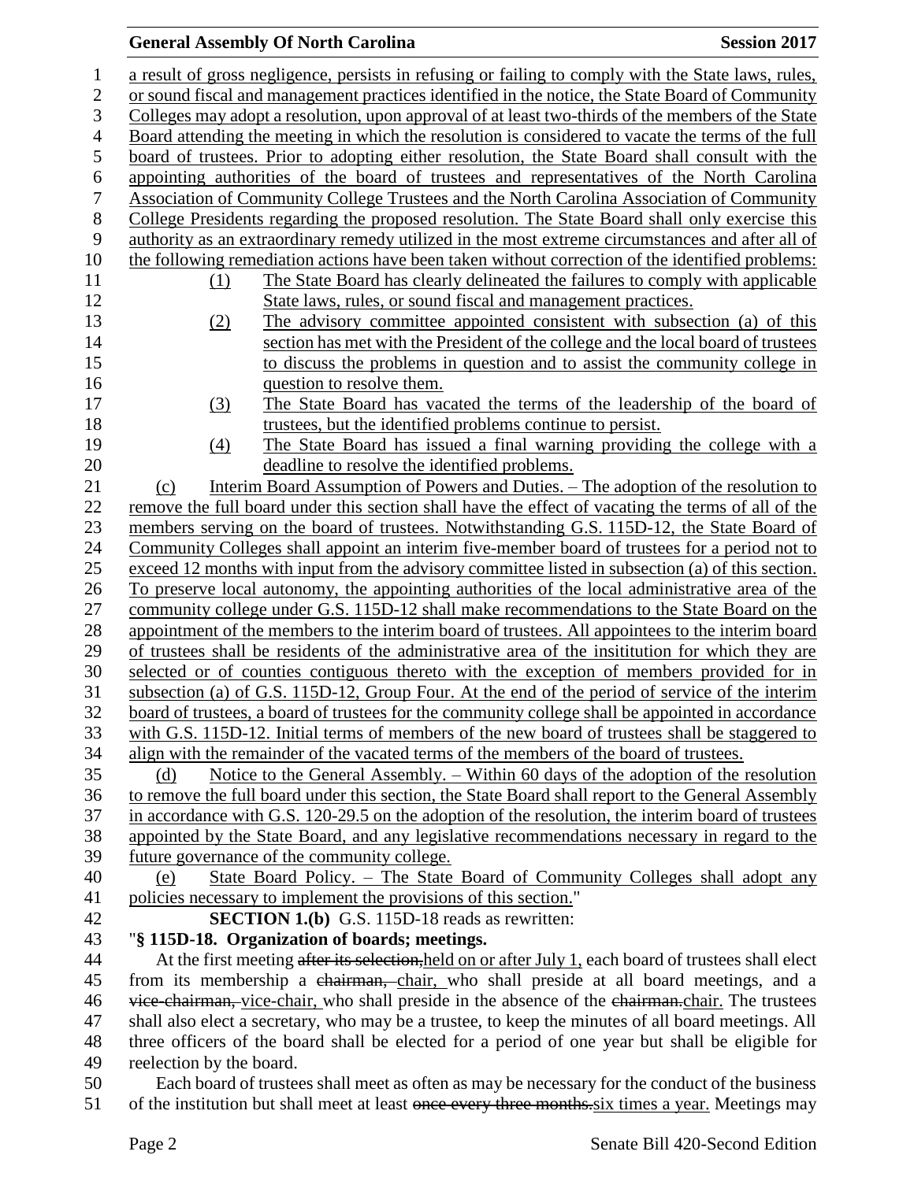a result of gross negligence, persists in refusing or failing to comply with the State laws, rules, or sound fiscal and management practices identified in the notice, the State Board of Community Colleges may adopt a resolution, upon approval of at least two-thirds of the members of the State Board attending the meeting in which the resolution is considered to vacate the terms of the full board of trustees. Prior to adopting either resolution, the State Board shall consult with the appointing authorities of the board of trustees and representatives of the North Carolina Association of Community College Trustees and the North Carolina Association of Community College Presidents regarding the proposed resolution. The State Board shall only exercise this authority as an extraordinary remedy utilized in the most extreme circumstances and after all of the following remediation actions have been taken without correction of the identified problems:

(1) The State Board has clearly delineated the failures to comply with applicable State laws, rules, or sound fiscal and management practices.

(2) The advisory committee appointed consistent with subsection (a) of this section has met with the President of the college and the local board of trustees to discuss the problems in question and to assist the community college in question to resolve them.

(3) The State Board has vacated the terms of the leadership of the board of trustees, but the identified problems continue to persist.

(4) The State Board has issued a final warning providing the college with a deadline to resolve the identified problems.

(c) Interim Board Assumption of Powers and Duties. – The adoption of the resolution to remove the full board under this section shall have the effect of vacating the terms of all of the members serving on the board of trustees. Notwithstanding G.S. 115D-12, the State Board of Community Colleges shall appoint an interim five-member board of trustees for a period not to exceed 12 months with input from the advisory committee listed in subsection (a) of this section. To preserve local autonomy, the appointing authorities of the local administrative area of the community college under G.S. 115D-12 shall make recommendations to the State Board on the appointment of the members to the interim board of trustees. All appointees to the interim board of trustees shall be residents of the administrative area of the insititution for which they are selected or of counties contiguous thereto with the exception of members provided for in subsection (a) of G.S. 115D-12, Group Four. At the end of the period of service of the interim board of trustees, a board of trustees for the community college shall be appointed in accordance with G.S. 115D-12. Initial terms of members of the new board of trustees shall be staggered to align with the remainder of the vacated terms of the members of the board of trustees.

(d) Notice to the General Assembly. – Within 60 days of the adoption of the resolution to remove the full board under this section, the State Board shall report to the General Assembly in accordance with G.S. 120-29.5 on the adoption of the resolution, the interim board of trustees appointed by the State Board, and any legislative recommendations necessary in regard to the future governance of the community college.

(e) State Board Policy. – The State Board of Community Colleges shall adopt any policies necessary to implement the provisions of this section."

**SECTION 1.(b)** G.S. 115D-18 reads as rewritten:

"**§ 115D-18. Organization of boards; meetings.**

At the first meeting ~~after its selection,~~held on or after July 1, each board of trustees shall elect from its membership a ~~chairman,~~ chair, who shall preside at all board meetings, and a ~~vice-chairman,~~ vice-chair, who shall preside in the absence of the ~~chairman.~~chair. The trustees shall also elect a secretary, who may be a trustee, to keep the minutes of all board meetings. All three officers of the board shall be elected for a period of one year but shall be eligible for reelection by the board.

Each board of trustees shall meet as often as may be necessary for the conduct of the business of the institution but shall meet at least ~~once every three months.~~six times a year. Meetings may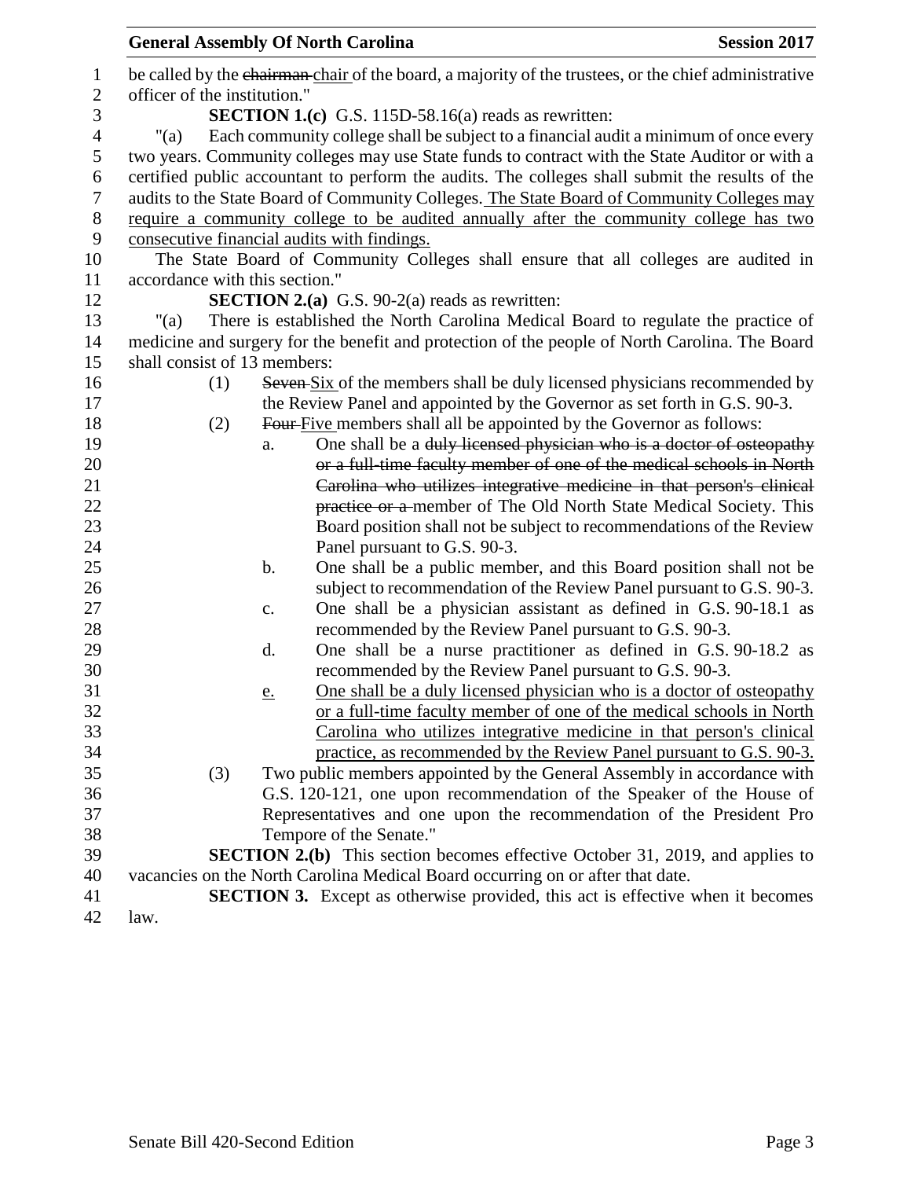be called by the ~~chairman~~ <u>chair</u> of the board, a majority of the trustees, or the chief administrative officer of the institution."

**SECTION 1.(c)** G.S. 115D-58.16(a) reads as rewritten:

"(a) Each community college shall be subject to a financial audit a minimum of once every two years. Community colleges may use State funds to contract with the State Auditor or with a certified public accountant to perform the audits. The colleges shall submit the results of the audits to the State Board of Community Colleges. <u>The State Board of Community Colleges may require a community college to be audited annually after the community college has two consecutive financial audits with findings.</u>

The State Board of Community Colleges shall ensure that all colleges are audited in accordance with this section."

**SECTION 2.(a)** G.S. 90-2(a) reads as rewritten:

"(a) There is established the North Carolina Medical Board to regulate the practice of medicine and surgery for the benefit and protection of the people of North Carolina. The Board shall consist of 13 members:

(1) ~~Seven~~ <u>Six</u> of the members shall be duly licensed physicians recommended by the Review Panel and appointed by the Governor as set forth in G.S. 90-3.

(2) ~~Four~~ <u>Five</u> members shall all be appointed by the Governor as follows:

a. One shall be a ~~duly licensed physician who is a doctor of osteopathy or a full-time faculty member of one of the medical schools in North Carolina who utilizes integrative medicine in that person's clinical practice or a~~ member of The Old North State Medical Society. This Board position shall not be subject to recommendations of the Review Panel pursuant to G.S. 90-3.

b. One shall be a public member, and this Board position shall not be subject to recommendation of the Review Panel pursuant to G.S. 90-3.

c. One shall be a physician assistant as defined in G.S. 90-18.1 as recommended by the Review Panel pursuant to G.S. 90-3.

d. One shall be a nurse practitioner as defined in G.S. 90-18.2 as recommended by the Review Panel pursuant to G.S. 90-3.

<u>e.</u> <u>One shall be a duly licensed physician who is a doctor of osteopathy or a full-time faculty member of one of the medical schools in North Carolina who utilizes integrative medicine in that person's clinical practice, as recommended by the Review Panel pursuant to G.S. 90-3.</u>

(3) Two public members appointed by the General Assembly in accordance with G.S. 120-121, one upon recommendation of the Speaker of the House of Representatives and one upon the recommendation of the President Pro Tempore of the Senate."

**SECTION 2.(b)** This section becomes effective October 31, 2019, and applies to vacancies on the North Carolina Medical Board occurring on or after that date.

**SECTION 3.** Except as otherwise provided, this act is effective when it becomes law.